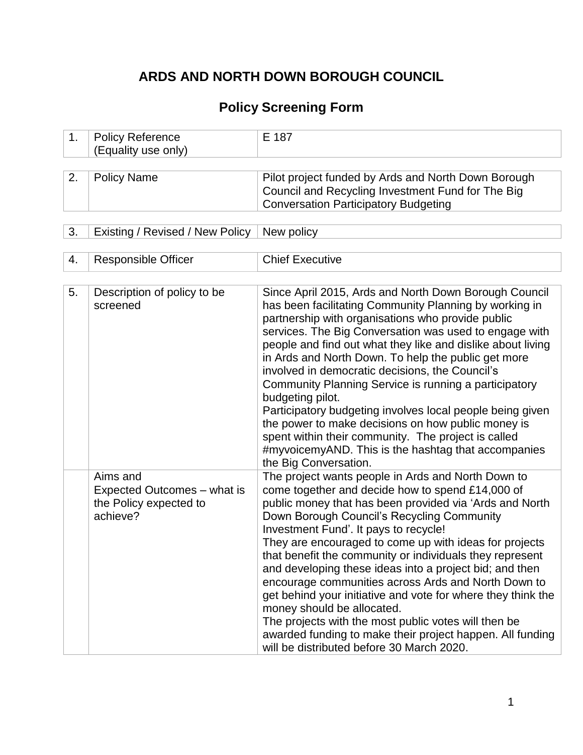# ARDS AND NORTH DOWN BOROUGH COUNCIL

## Policy Screening Form

| | | |
|---|---|---|
| 1. | Policy Reference (Equality use only) | E 187 |
| 2. | Policy Name | Pilot project funded by Ards and North Down Borough Council and Recycling Investment Fund for The Big Conversation Participatory Budgeting |
| 3. | Existing / Revised / New Policy | New policy |
| 4. | Responsible Officer | Chief Executive |
| 5. | Description of policy to be screened | Since April 2015, Ards and North Down Borough Council has been facilitating Community Planning by working in partnership with organisations who provide public services. The Big Conversation was used to engage with people and find out what they like and dislike about living in Ards and North Down. To help the public get more involved in democratic decisions, the Council's Community Planning Service is running a participatory budgeting pilot.<br>Participatory budgeting involves local people being given the power to make decisions on how public money is spent within their community. The project is called #myvoicemyAND. This is the hashtag that accompanies the Big Conversation. |
| | Aims and Expected Outcomes – what is the Policy expected to achieve? | The project wants people in Ards and North Down to come together and decide how to spend £14,000 of public money that has been provided via 'Ards and North Down Borough Council's Recycling Community Investment Fund'. It pays to recycle!<br>They are encouraged to come up with ideas for projects that benefit the community or individuals they represent and developing these ideas into a project bid; and then encourage communities across Ards and North Down to get behind your initiative and vote for where they think the money should be allocated.<br>The projects with the most public votes will then be awarded funding to make their project happen. All funding will be distributed before 30 March 2020. |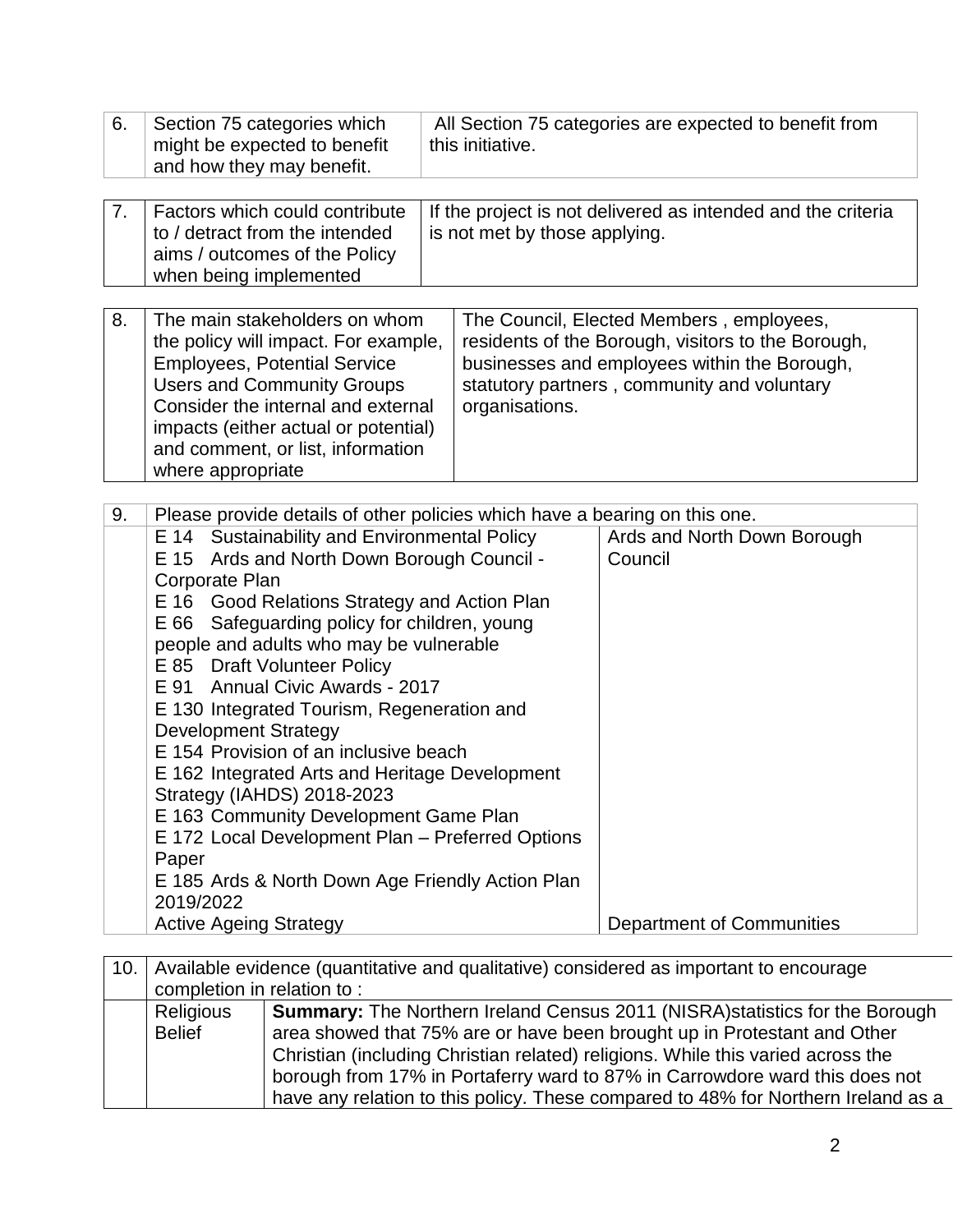| | | |
|---|---|---|
| 6. | Section 75 categories which might be expected to benefit and how they may benefit. | All Section 75 categories are expected to benefit from this initiative. |

| | | |
|---|---|---|
| 7. | Factors which could contribute to / detract from the intended aims / outcomes of the Policy when being implemented | If the project is not delivered as intended and the criteria is not met by those applying. |

| | | |
|---|---|---|
| 8. | The main stakeholders on whom the policy will impact. For example, Employees, Potential Service Users and Community Groups Consider the internal and external impacts (either actual or potential) and comment, or list, information where appropriate | The Council, Elected Members , employees, residents of the Borough, visitors to the Borough, businesses and employees within the Borough, statutory partners , community and voluntary organisations. |

| 9. | Please provide details of other policies which have a bearing on this one. | |
|---|---|---|
| | E 14 Sustainability and Environmental Policy<br>E 15 Ards and North Down Borough Council - Corporate Plan<br>E 16 Good Relations Strategy and Action Plan<br>E 66 Safeguarding policy for children, young people and adults who may be vulnerable<br>E 85 Draft Volunteer Policy<br>E 91 Annual Civic Awards - 2017<br>E 130 Integrated Tourism, Regeneration and Development Strategy<br>E 154 Provision of an inclusive beach<br>E 162 Integrated Arts and Heritage Development Strategy (IAHDS) 2018-2023<br>E 163 Community Development Game Plan<br>E 172 Local Development Plan – Preferred Options Paper<br>E 185 Ards & North Down Age Friendly Action Plan 2019/2022 | Ards and North Down Borough Council |
| | Active Ageing Strategy | Department of Communities |

| 10. | Available evidence (quantitative and qualitative) considered as important to encourage completion in relation to : | |
|---|---|---|
| | Religious Belief | **Summary:** The Northern Ireland Census 2011 (NISRA)statistics for the Borough area showed that 75% are or have been brought up in Protestant and Other Christian (including Christian related) religions. While this varied across the borough from 17% in Portaferry ward to 87% in Carrowdore ward this does not have any relation to this policy. These compared to 48% for Northern Ireland as a |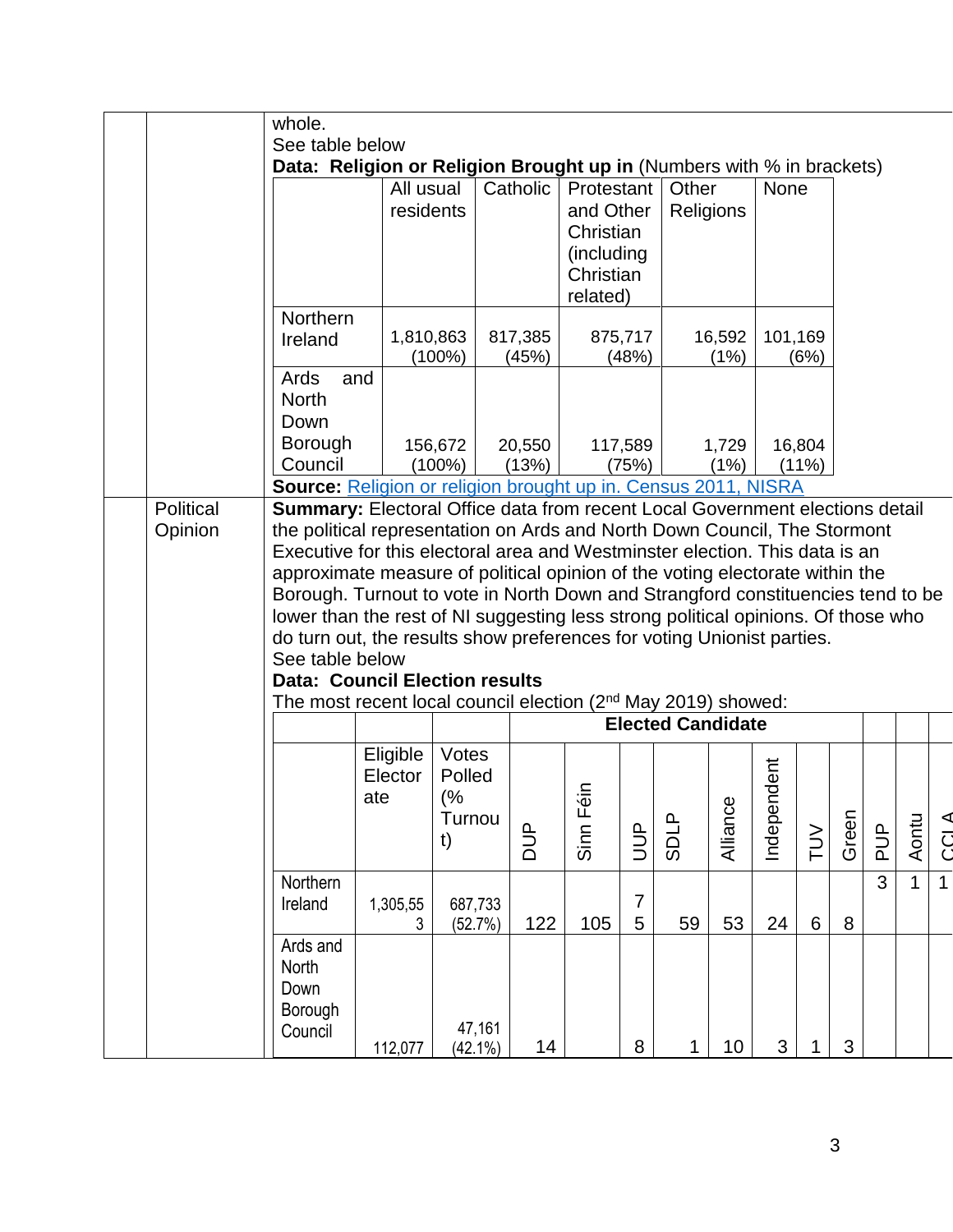whole.

See table below

**Data: Religion or Religion Brought up in** (Numbers with % in brackets)

| | All usual residents | Catholic | Protestant and Other Christian (including Christian related) | Other Religions | None |
|---|---|---|---|---|---|
| Northern Ireland | 1,810,863 (100%) | 817,385 (45%) | 875,717 (48%) | 16,592 (1%) | 101,169 (6%) |
| Ards and North Down Borough Council | 156,672 (100%) | 20,550 (13%) | 117,589 (75%) | 1,729 (1%) | 16,804 (11%) |

**Source:** Religion or religion brought up in. Census 2011, NISRA

**Political Opinion**

**Summary:** Electoral Office data from recent Local Government elections detail the political representation on Ards and North Down Council, The Stormont Executive for this electoral area and Westminster election. This data is an approximate measure of political opinion of the voting electorate within the Borough. Turnout to vote in North Down and Strangford constituencies tend to be lower than the rest of NI suggesting less strong political opinions. Of those who do turn out, the results show preferences for voting Unionist parties.

See table below

**Data: Council Election results**

The most recent local council election (2nd May 2019) showed:

| | | | Elected Candidate | | | | | | | | | | |
|---|---|---|---|---|---|---|---|---|---|---|---|---|---|
| | Eligible Electorate | Votes Polled (% Turnout) | DUP | Sinn Féin | UUP | SDLP | Alliance | Independent | TUV | Green | PUP | Aontu | CCLA |
| Northern Ireland | 1,305,553 | 687,733 (52.7%) | 122 | 105 | 75 | 59 | 53 | 24 | 6 | 8 | 3 | 1 | 1 |
| Ards and North Down Borough Council | 112,077 | 47,161 (42.1%) | 14 | | 8 | 1 | 10 | 3 | 1 | 3 | | | |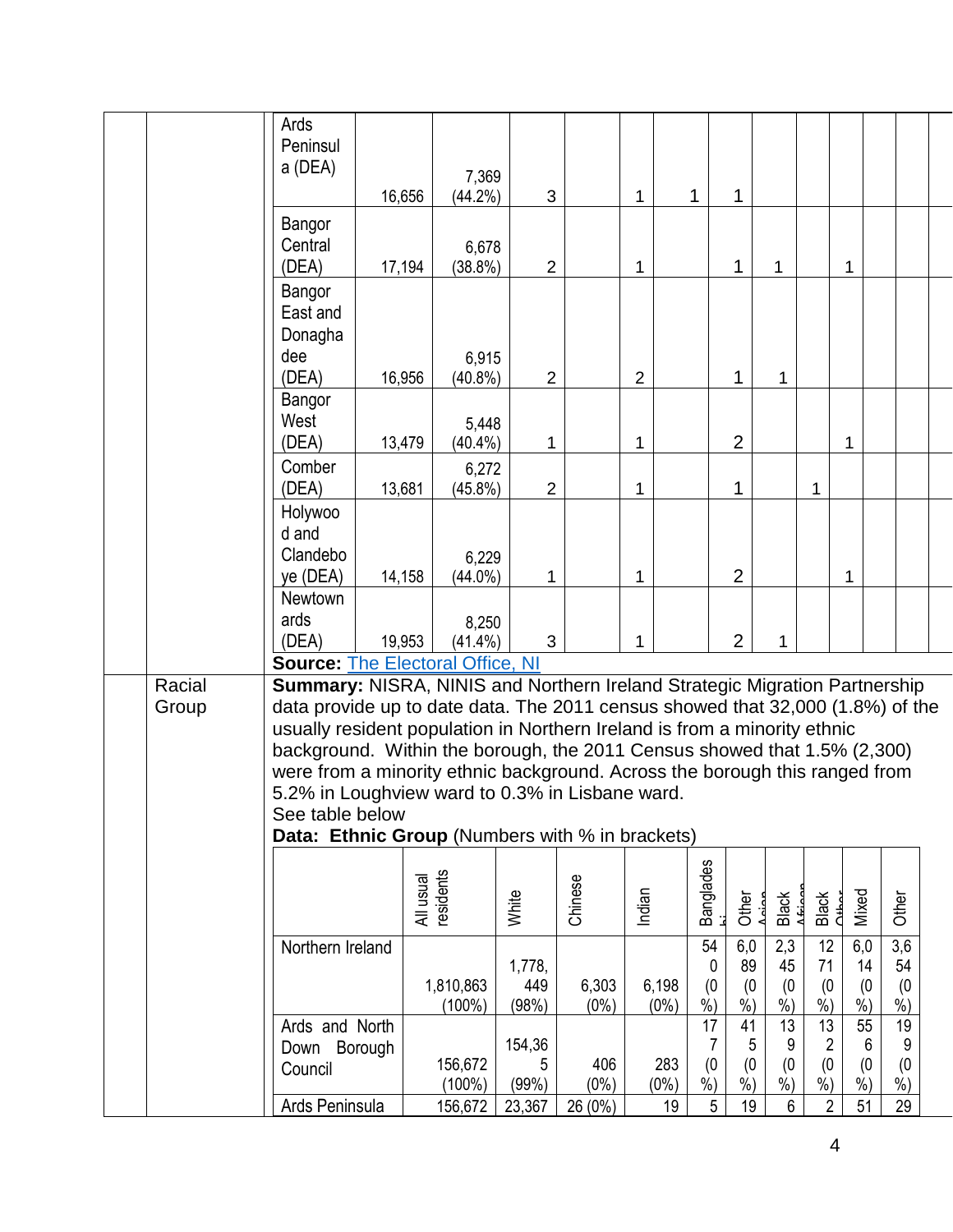| | | | | | | | | | | | | | |
|---|---|---|---|---|---|---|---|---|---|---|---|---|---|
| Ards Peninsula (DEA) | 16,656 | 7,369 (44.2%) | 3 | | 1 | 1 | 1 | | | | | | |
| Bangor Central (DEA) | 17,194 | 6,678 (38.8%) | 2 | | 1 | | 1 | 1 | | 1 | | | |
| Bangor East and Donaghadee (DEA) | 16,956 | 6,915 (40.8%) | 2 | | 2 | | 1 | 1 | | | | | |
| Bangor West (DEA) | 13,479 | 5,448 (40.4%) | 1 | | 1 | | 2 | | | 1 | | | |
| Comber (DEA) | 13,681 | 6,272 (45.8%) | 2 | | 1 | | 1 | | 1 | | | | |
| Holywood and Clandeboye (DEA) | 14,158 | 6,229 (44.0%) | 1 | | 1 | | 2 | | | 1 | | | |
| Newtownards (DEA) | 19,953 | 8,250 (41.4%) | 3 | | 1 | | 2 | 1 | | | | | |

**Source:** [The Electoral Office, NI]()

**Racial Group**

**Summary:** NISRA, NINIS and Northern Ireland Strategic Migration Partnership data provide up to date data. The 2011 census showed that 32,000 (1.8%) of the usually resident population in Northern Ireland is from a minority ethnic background. Within the borough, the 2011 Census showed that 1.5% (2,300) were from a minority ethnic background. Across the borough this ranged from 5.2% in Loughview ward to 0.3% in Lisbane ward.
See table below

**Data: Ethnic Group** (Numbers with % in brackets)

| | All usual residents | White | Chinese | Indian | Bangladeshi | Other Asian | Black African | Black Other | Mixed | Other |
|---|---|---|---|---|---|---|---|---|---|---|
| Northern Ireland | 1,810,863 (100%) | 1,778,449 (98%) | 6,303 (0%) | 6,198 (0%) | 540 (0%) | 6,089 (0%) | 2,345 (0%) | 1271 (0%) | 6,014 (0%) | 3,654 (0%) |
| Ards and North Down Borough Council | 156,672 (100%) | 154,365 (99%) | 406 (0%) | 283 (0%) | 177 (0%) | 415 (0%) | 139 (0%) | 132 (0%) | 556 (0%) | 199 (0%) |
| Ards Peninsula | 156,672 | 23,367 | 26 (0%) | 19 | 5 | 19 | 6 | 2 | 51 | 29 |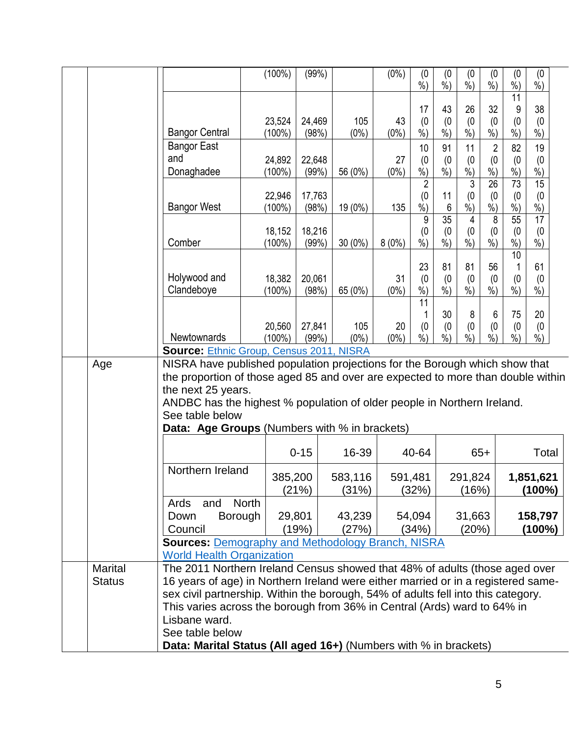| | | | | | | | | | | |
|---|---|---|---|---|---|---|---|---|---|---|
| | (100%) | (99%) | | (0%) | (0 %) | (0 %) | (0 %) | (0 %) | (0 %) | (0 %) |
| Bangor Central | 23,524 (100%) | 24,469 (98%) | 105 (0%) | 43 (0%) | 17 (0 %) | 43 (0 %) | 26 (0 %) | 32 (0 %) | 119 (0 %) | 38 (0 %) |
| Bangor East and Donaghadee | 24,892 (100%) | 22,648 (99%) | 56 (0%) | 27 (0%) | 10 (0 %) | 91 (0 %) | 11 (0 %) | 2 (0 %) | 82 (0 %) | 19 (0 %) |
| Bangor West | 22,946 (100%) | 17,763 (98%) | 19 (0%) | 135 | 2 (0 %) | 116 | 3 (0 %) | 26 (0 %) | 73 (0 %) | 15 (0 %) |
| Comber | 18,152 (100%) | 18,216 (99%) | 30 (0%) | 8 (0%) | 9 (0 %) | 35 (0 %) | 4 (0 %) | 8 (0 %) | 55 (0 %) | 17 (0 %) |
| Holywood and Clandeboye | 18,382 (100%) | 20,061 (98%) | 65 (0%) | 31 (0%) | 23 (0 %) | 81 (0 %) | 81 (0 %) | 56 (0 %) | 101 (0 %) | 61 (0 %) |
| Newtownards | 20,560 (100%) | 27,841 (99%) | 105 (0%) | 20 (0%) | 111 (0 %) | 30 (0 %) | 8 (0 %) | 6 (0 %) | 75 (0 %) | 20 (0 %) |

**Source:** Ethnic Group, Census 2011, NISRA

**Age**

NISRA have published population projections for the Borough which show that the proportion of those aged 85 and over are expected to more than double within the next 25 years.

ANDBC has the highest % population of older people in Northern Ireland.

See table below

**Data: Age Groups** (Numbers with % in brackets)

| | 0-15 | 16-39 | 40-64 | 65+ | Total |
|---|---|---|---|---|---|
| Northern Ireland | 385,200 (21%) | 583,116 (31%) | 591,481 (32%) | 291,824 (16%) | **1,851,621 (100%)** |
| Ards and North Down Borough Council | 29,801 (19%) | 43,239 (27%) | 54,094 (34%) | 31,663 (20%) | **158,797 (100%)** |

**Sources:** Demography and Methodology Branch, NISRA
World Health Organization

**Marital Status**

The 2011 Northern Ireland Census showed that 48% of adults (those aged over 16 years of age) in Northern Ireland were either married or in a registered same-sex civil partnership. Within the borough, 54% of adults fell into this category. This varies across the borough from 36% in Central (Ards) ward to 64% in Lisbane ward.

See table below

**Data: Marital Status (All aged 16+)** (Numbers with % in brackets)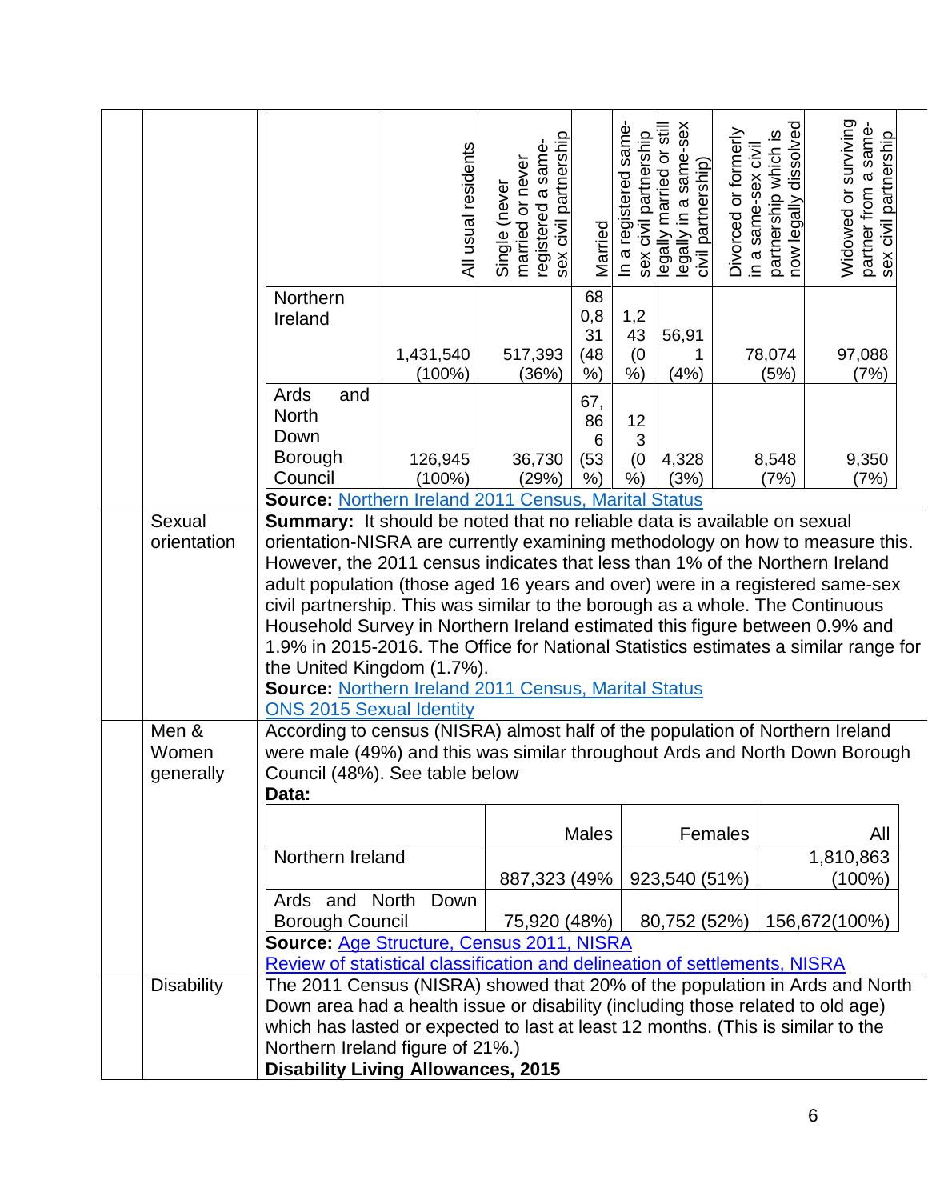| | All usual residents | Single (never married or never registered a same-sex civil partnership | Married | In a registered same-sex civil partnership | legally married or still legally in a same-sex civil partnership) | Divorced or formerly in a same-sex civil partnership which is now legally dissolved | Widowed or surviving partner from a same-sex civil partnership |
|---|---|---|---|---|---|---|---|
| Northern Ireland | 1,431,540 (100%) | 517,393 (36%) | 680,831 (48%) | 1,243 (0%) | 56,911 (4%) | 78,074 (5%) | 97,088 (7%) |
| Ards and North Down Borough Council | 126,945 (100%) | 36,730 (29%) | 67,866 (53%) | 123 (0%) | 4,328 (3%) | 8,548 (7%) | 9,350 (7%) |

**Source:** Northern Ireland 2011 Census, Marital Status

## Sexual orientation

**Summary:** It should be noted that no reliable data is available on sexual orientation-NISRA are currently examining methodology on how to measure this. However, the 2011 census indicates that less than 1% of the Northern Ireland adult population (those aged 16 years and over) were in a registered same-sex civil partnership. This was similar to the borough as a whole. The Continuous Household Survey in Northern Ireland estimated this figure between 0.9% and 1.9% in 2015-2016. The Office for National Statistics estimates a similar range for the United Kingdom (1.7%).

**Source:** Northern Ireland 2011 Census, Marital Status
ONS 2015 Sexual Identity

## Men & Women generally

According to census (NISRA) almost half of the population of Northern Ireland were male (49%) and this was similar throughout Ards and North Down Borough Council (48%). See table below

**Data:**

| | Males | Females | All |
|---|---|---|---|
| Northern Ireland | 887,323 (49% | 923,540 (51%) | 1,810,863 (100%) |
| Ards and North Down Borough Council | 75,920 (48%) | 80,752 (52%) | 156,672(100%) |

**Source:** Age Structure, Census 2011, NISRA
Review of statistical classification and delineation of settlements, NISRA

## Disability

The 2011 Census (NISRA) showed that 20% of the population in Ards and North Down area had a health issue or disability (including those related to old age) which has lasted or expected to last at least 12 months. (This is similar to the Northern Ireland figure of 21%.)

**Disability Living Allowances, 2015**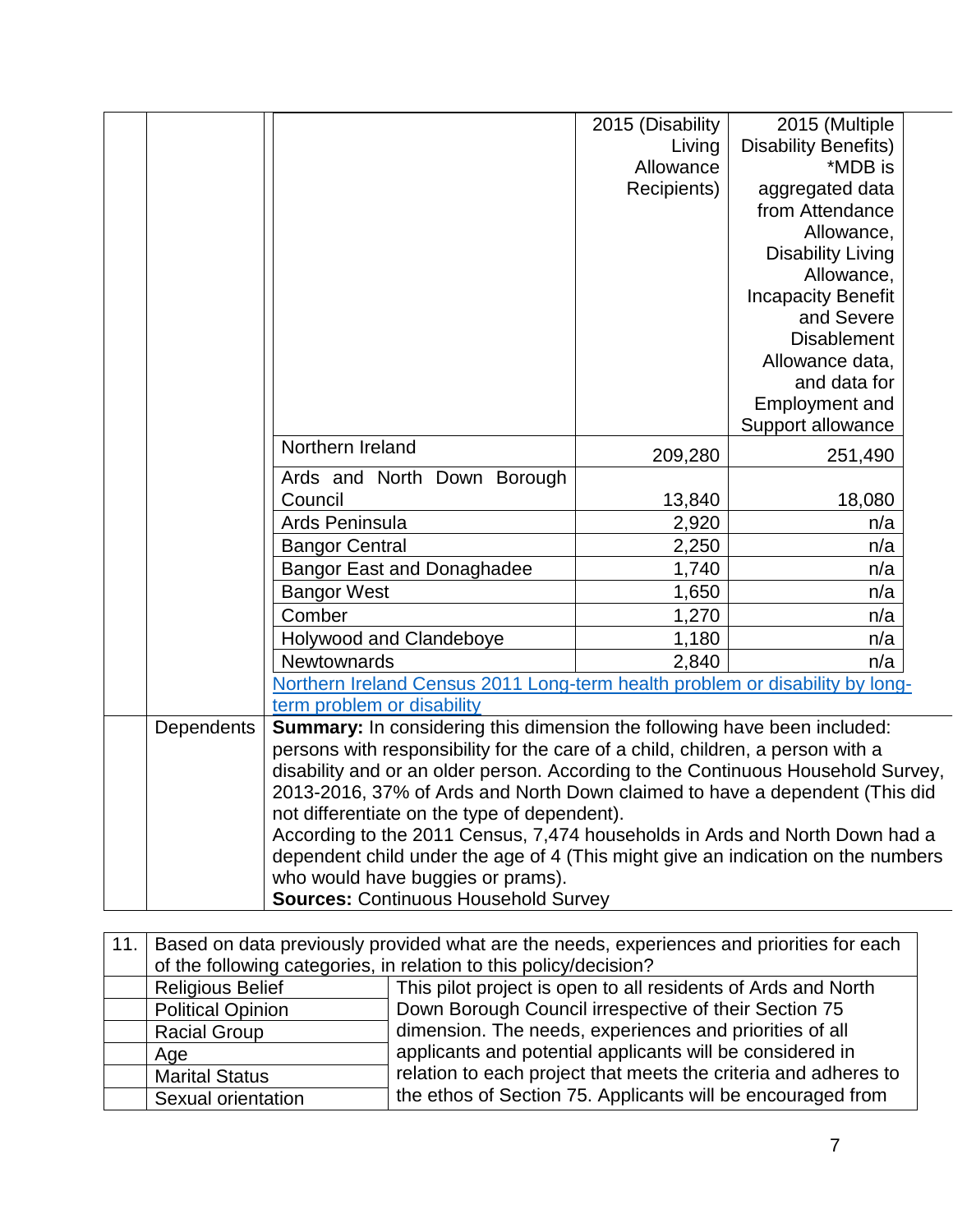| | 2015 (Disability Living Allowance Recipients) | 2015 (Multiple Disability Benefits) *MDB is aggregated data from Attendance Allowance, Disability Living Allowance, Incapacity Benefit and Severe Disablement Allowance data, and data for Employment and Support allowance |
|---|---|---|
| Northern Ireland | 209,280 | 251,490 |
| Ards and North Down Borough Council | 13,840 | 18,080 |
| Ards Peninsula | 2,920 | n/a |
| Bangor Central | 2,250 | n/a |
| Bangor East and Donaghadee | 1,740 | n/a |
| Bangor West | 1,650 | n/a |
| Comber | 1,270 | n/a |
| Holywood and Clandeboye | 1,180 | n/a |
| Newtownards | 2,840 | n/a |

Northern Ireland Census 2011 Long-term health problem or disability by long-term problem or disability

| | |
|---|---|
| Dependents | **Summary:** In considering this dimension the following have been included: persons with responsibility for the care of a child, children, a person with a disability and or an older person. According to the Continuous Household Survey, 2013-2016, 37% of Ards and North Down claimed to have a dependent (This did not differentiate on the type of dependent). According to the 2011 Census, 7,474 households in Ards and North Down had a dependent child under the age of 4 (This might give an indication on the numbers who would have buggies or prams). **Sources:** Continuous Household Survey |

| 11. | Based on data previously provided what are the needs, experiences and priorities for each of the following categories, in relation to this policy/decision? | |
|---|---|---|
| | Religious Belief | This pilot project is open to all residents of Ards and North Down Borough Council irrespective of their Section 75 dimension. The needs, experiences and priorities of all applicants and potential applicants will be considered in relation to each project that meets the criteria and adheres to the ethos of Section 75. Applicants will be encouraged from |
| | Political Opinion | |
| | Racial Group | |
| | Age | |
| | Marital Status | |
| | Sexual orientation | |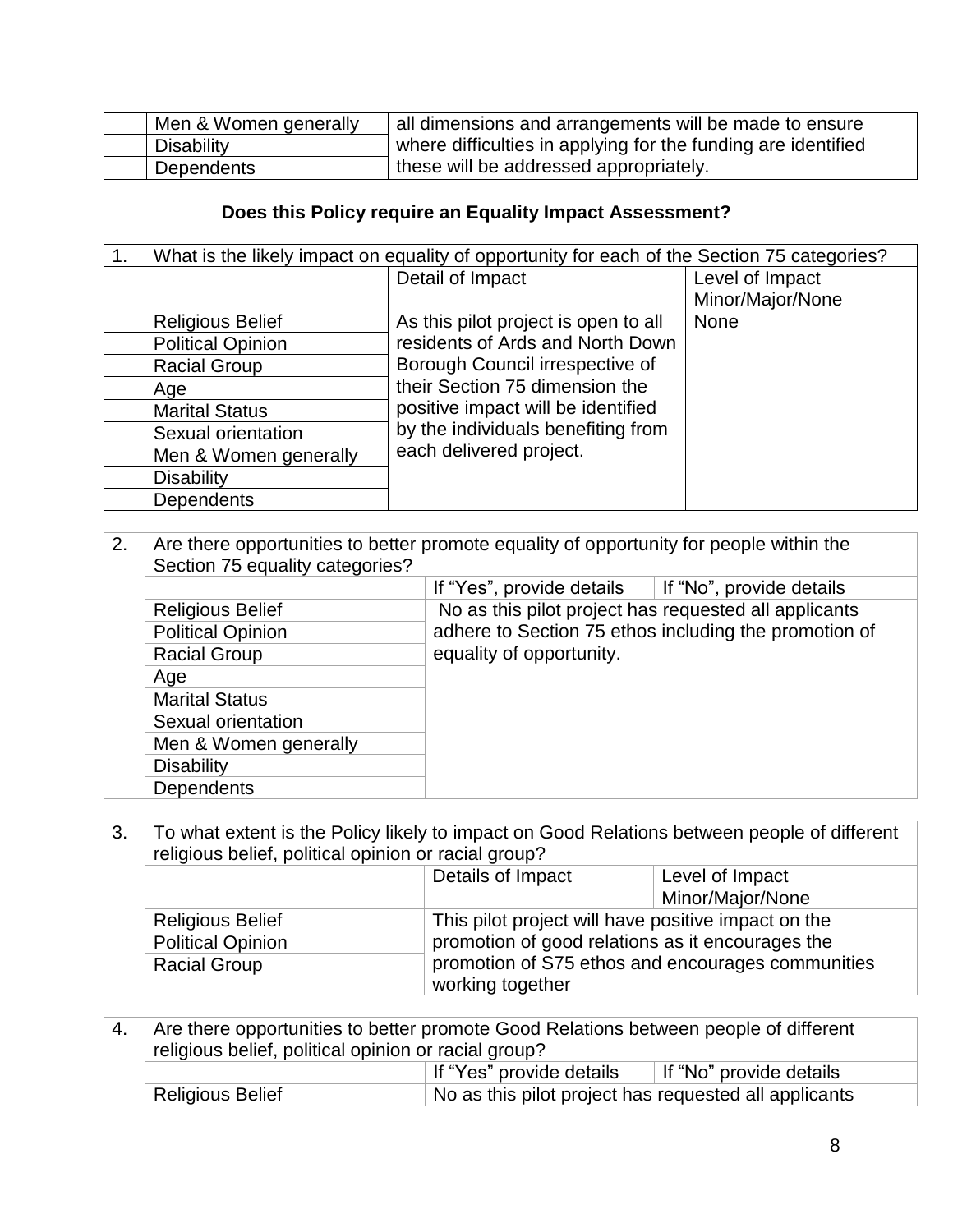| | | |
|---|---|---|
| | Men & Women generally | all dimensions and arrangements will be made to ensure where difficulties in applying for the funding are identified these will be addressed appropriately. |
| | Disability | |
| | Dependents | |

**Does this Policy require an Equality Impact Assessment?**

| 1. | What is the likely impact on equality of opportunity for each of the Section 75 categories? | | |
|---|---|---|---|
| | | Detail of Impact | Level of Impact Minor/Major/None |
| | Religious Belief | As this pilot project is open to all residents of Ards and North Down Borough Council irrespective of their Section 75 dimension the positive impact will be identified by the individuals benefiting from each delivered project. | None |
| | Political Opinion | | |
| | Racial Group | | |
| | Age | | |
| | Marital Status | | |
| | Sexual orientation | | |
| | Men & Women generally | | |
| | Disability | | |
| | Dependents | | |

| 2. | Are there opportunities to better promote equality of opportunity for people within the Section 75 equality categories? | | |
|---|---|---|---|
| | | If "Yes", provide details | If "No", provide details |
| | Religious Belief | No as this pilot project has requested all applicants adhere to Section 75 ethos including the promotion of equality of opportunity. | |
| | Political Opinion | | |
| | Racial Group | | |
| | Age | | |
| | Marital Status | | |
| | Sexual orientation | | |
| | Men & Women generally | | |
| | Disability | | |
| | Dependents | | |

| 3. | To what extent is the Policy likely to impact on Good Relations between people of different religious belief, political opinion or racial group? | | |
|---|---|---|---|
| | | Details of Impact | Level of Impact Minor/Major/None |
| | Religious Belief | This pilot project will have positive impact on the promotion of good relations as it encourages the promotion of S75 ethos and encourages communities working together | |
| | Political Opinion | | |
| | Racial Group | | |

| 4. | Are there opportunities to better promote Good Relations between people of different religious belief, political opinion or racial group? | | |
|---|---|---|---|
| | | If "Yes" provide details | If "No" provide details |
| | Religious Belief | No as this pilot project has requested all applicants | |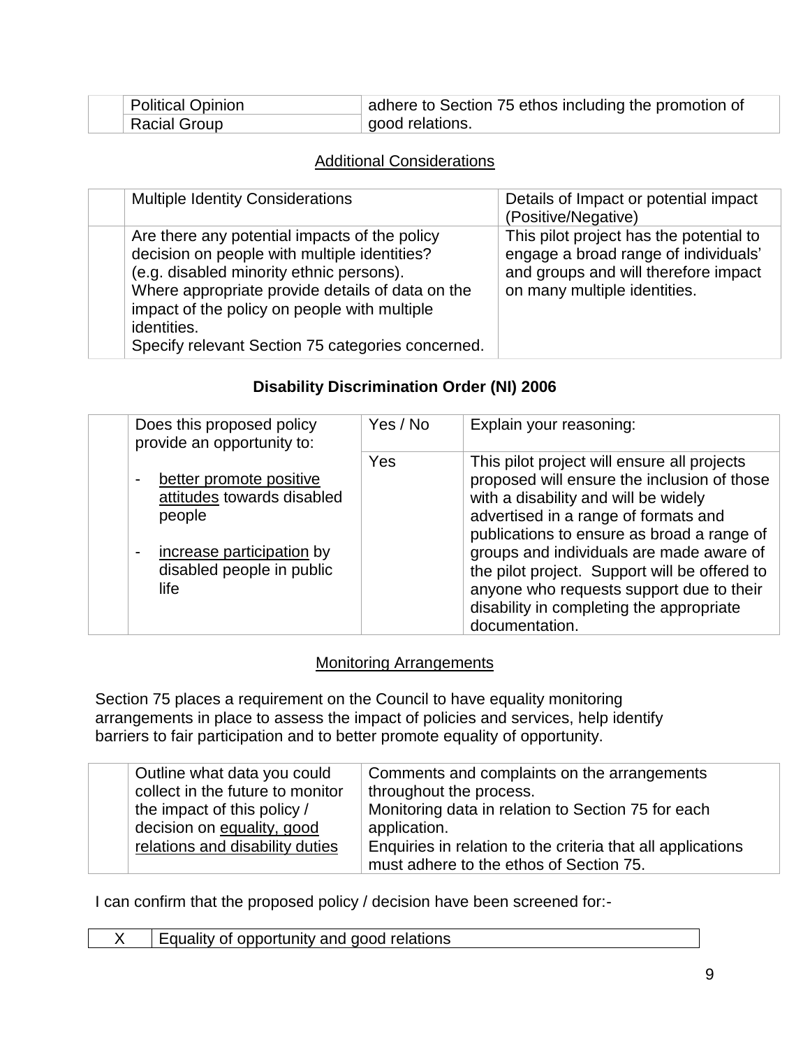| | | |
|---|---|---|
| | Political Opinion | adhere to Section 75 ethos including the promotion of good relations. |
| | Racial Group | |

## Additional Considerations

| | Multiple Identity Considerations | Details of Impact or potential impact (Positive/Negative) |
|---|---|---|
| | Are there any potential impacts of the policy decision on people with multiple identities? (e.g. disabled minority ethnic persons). Where appropriate provide details of data on the impact of the policy on people with multiple identities. Specify relevant Section 75 categories concerned. | This pilot project has the potential to engage a broad range of individuals' and groups and will therefore impact on many multiple identities. |

## Disability Discrimination Order (NI) 2006

| | Does this proposed policy provide an opportunity to: | Yes / No | Explain your reasoning: |
|---|---|---|---|
| | - better promote positive attitudes towards disabled people<br>- increase participation by disabled people in public life | Yes | This pilot project will ensure all projects proposed will ensure the inclusion of those with a disability and will be widely advertised in a range of formats and publications to ensure as broad a range of groups and individuals are made aware of the pilot project. Support will be offered to anyone who requests support due to their disability in completing the appropriate documentation. |

## Monitoring Arrangements

Section 75 places a requirement on the Council to have equality monitoring arrangements in place to assess the impact of policies and services, help identify barriers to fair participation and to better promote equality of opportunity.

| | | |
|---|---|---|
| | Outline what data you could collect in the future to monitor the impact of this policy / decision on equality, good relations and disability duties | Comments and complaints on the arrangements throughout the process.<br>Monitoring data in relation to Section 75 for each application.<br>Enquiries in relation to the criteria that all applications must adhere to the ethos of Section 75. |

I can confirm that the proposed policy / decision have been screened for:-

| | |
|---|---|
| X | Equality of opportunity and good relations |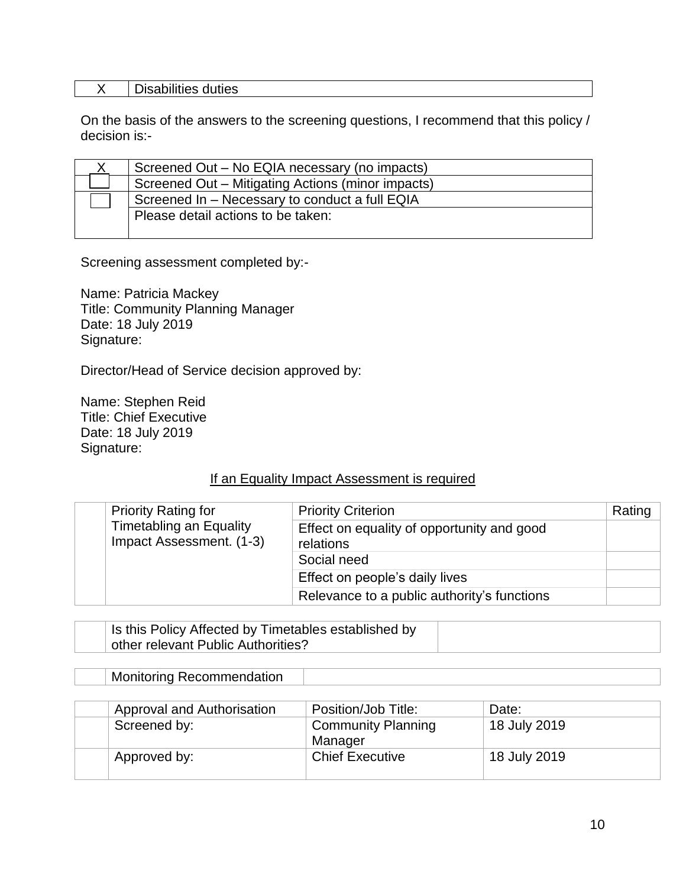| | |
|---|---|
| X | Disabilities duties |

On the basis of the answers to the screening questions, I recommend that this policy / decision is:-

| | |
|---|---|
| X | Screened Out – No EQIA necessary (no impacts) |
| ☐ | Screened Out – Mitigating Actions (minor impacts) |
| ☐ | Screened In – Necessary to conduct a full EQIA |
| | Please detail actions to be taken: |

Screening assessment completed by:-

Name: Patricia Mackey
Title: Community Planning Manager
Date: 18 July 2019
Signature:

Director/Head of Service decision approved by:

Name: Stephen Reid
Title: Chief Executive
Date: 18 July 2019
Signature:

<u>If an Equality Impact Assessment is required</u>

| | | | |
|---|---|---|---|
| | Priority Rating for Timetabling an Equality Impact Assessment. (1-3) | Priority Criterion | Rating |
| | | Effect on equality of opportunity and good relations | |
| | | Social need | |
| | | Effect on people's daily lives | |
| | | Relevance to a public authority's functions | |

| | | |
|---|---|---|
| | Is this Policy Affected by Timetables established by other relevant Public Authorities? | |

| | | |
|---|---|---|
| | Monitoring Recommendation | |

| | | | |
|---|---|---|---|
| | Approval and Authorisation | Position/Job Title: | Date: |
| | Screened by: | Community Planning Manager | 18 July 2019 |
| | Approved by: | Chief Executive | 18 July 2019 |